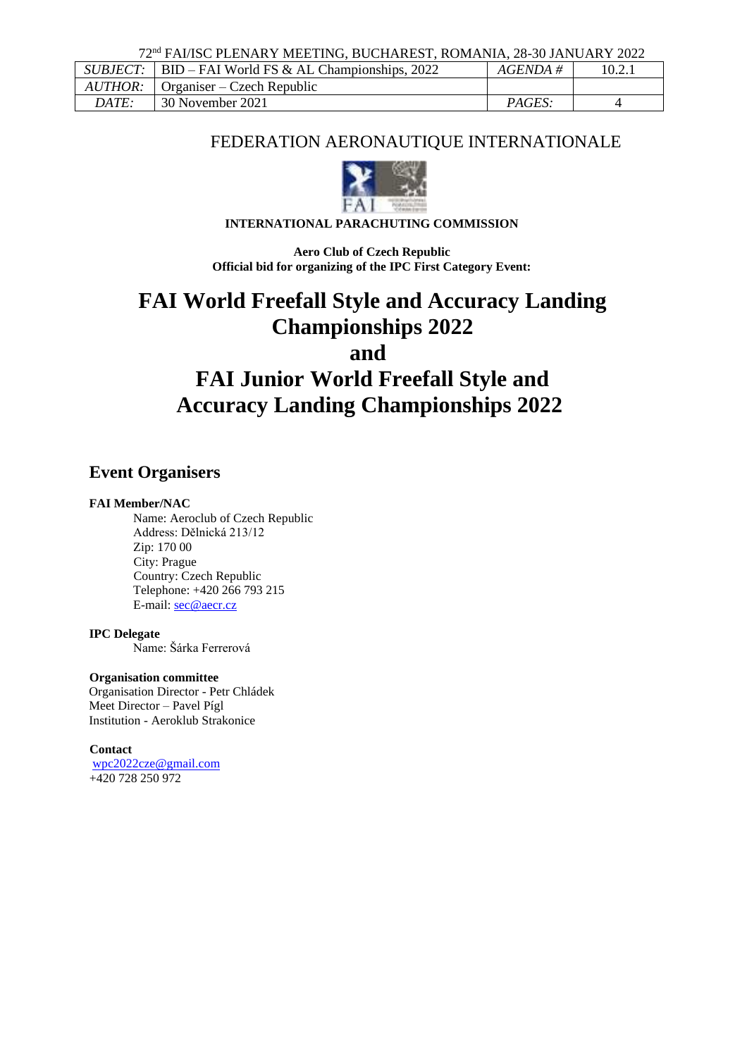72nd FAI/ISC PLENARY MEETING, BUCHAREST, ROMANIA, 28-30 JANUARY 2022

| *SUBJECT:* | BID – FAI World FS & AL Championships, 2022 | *AGENDA #* | 10.2.1 |
|---|---|---|---|
| *AUTHOR:* | Organiser – Czech Republic | | |
| *DATE:* | 30 November 2021 | *PAGES:* | 4 |

FEDERATION AERONAUTIQUE INTERNATIONALE

**INTERNATIONAL PARACHUTING COMMISSION**

**Aero Club of Czech Republic**
**Official bid for organizing of the IPC First Category Event:**

# FAI World Freefall Style and Accuracy Landing Championships 2022
# and
# FAI Junior World Freefall Style and Accuracy Landing Championships 2022

## Event Organisers

**FAI Member/NAC**

Name: Aeroclub of Czech Republic
Address: Dělnická 213/12
Zip: 170 00
City: Prague
Country: Czech Republic
Telephone: +420 266 793 215
E-mail: sec@aecr.cz

**IPC Delegate**

Name: Šárka Ferrerová

**Organisation committee**

Organisation Director - Petr Chládek
Meet Director – Pavel Pígl
Institution - Aeroklub Strakonice

**Contact**

wpc2022cze@gmail.com
+420 728 250 972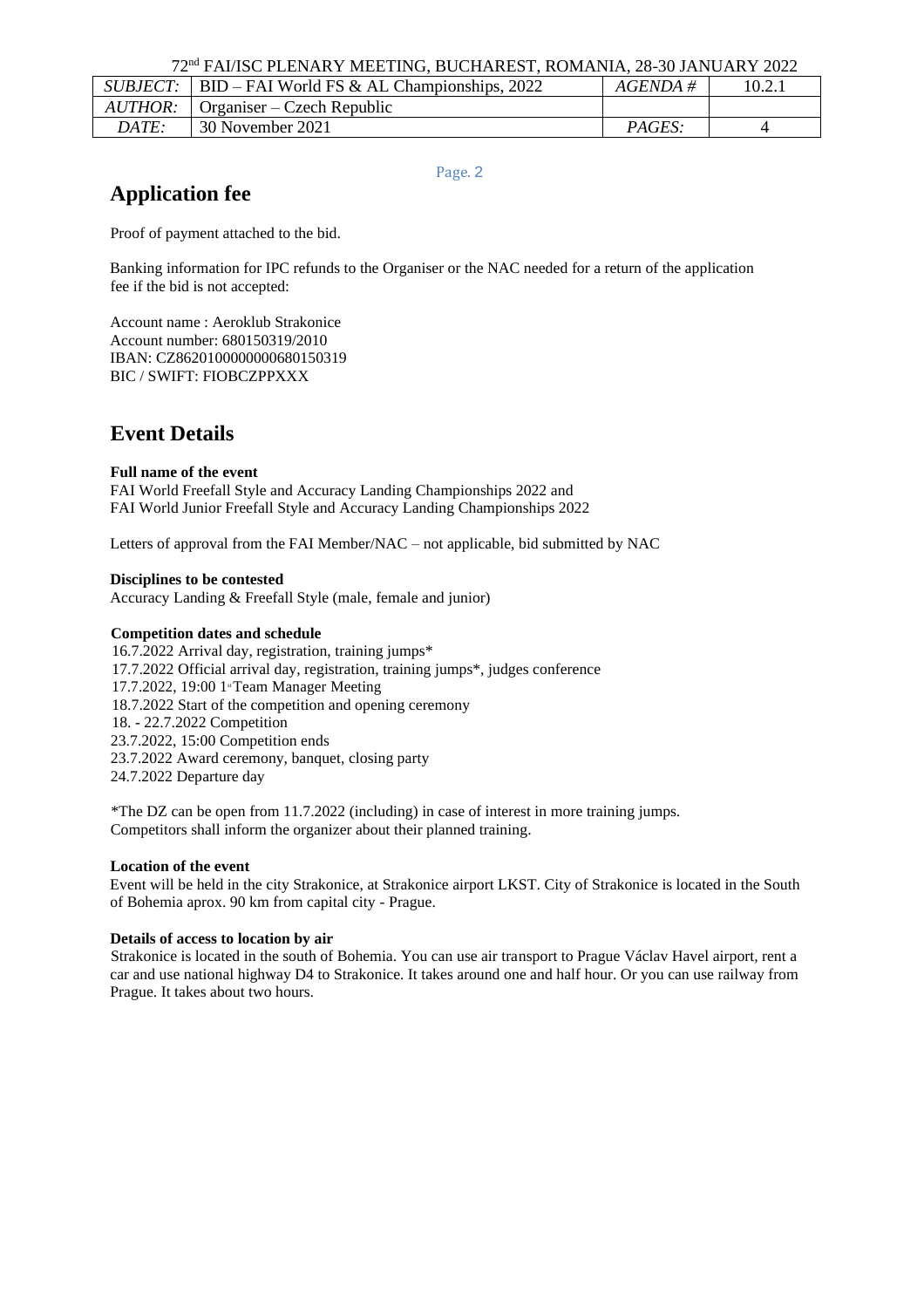## Application fee

Proof of payment attached to the bid.

Banking information for IPC refunds to the Organiser or the NAC needed for a return of the application fee if the bid is not accepted:

Account name : Aeroklub Strakonice
Account number: 680150319/2010
IBAN: CZ8620100000000680150319
BIC / SWIFT: FIOBCZPPXXX

## Event Details

**Full name of the event**
FAI World Freefall Style and Accuracy Landing Championships 2022 and
FAI World Junior Freefall Style and Accuracy Landing Championships 2022

Letters of approval from the FAI Member/NAC – not applicable, bid submitted by NAC

**Disciplines to be contested**
Accuracy Landing & Freefall Style (male, female and junior)

**Competition dates and schedule**
16.7.2022 Arrival day, registration, training jumps*
17.7.2022 Official arrival day, registration, training jumps*, judges conference
17.7.2022, 19:00 1st Team Manager Meeting
18.7.2022 Start of the competition and opening ceremony
18. - 22.7.2022 Competition
23.7.2022, 15:00 Competition ends
23.7.2022 Award ceremony, banquet, closing party
24.7.2022 Departure day

*The DZ can be open from 11.7.2022 (including) in case of interest in more training jumps.
Competitors shall inform the organizer about their planned training.

**Location of the event**
Event will be held in the city Strakonice, at Strakonice airport LKST. City of Strakonice is located in the South of Bohemia aprox. 90 km from capital city - Prague.

**Details of access to location by air**
Strakonice is located in the south of Bohemia. You can use air transport to Prague Václav Havel airport, rent a car and use national highway D4 to Strakonice. It takes around one and half hour. Or you can use railway from Prague. It takes about two hours.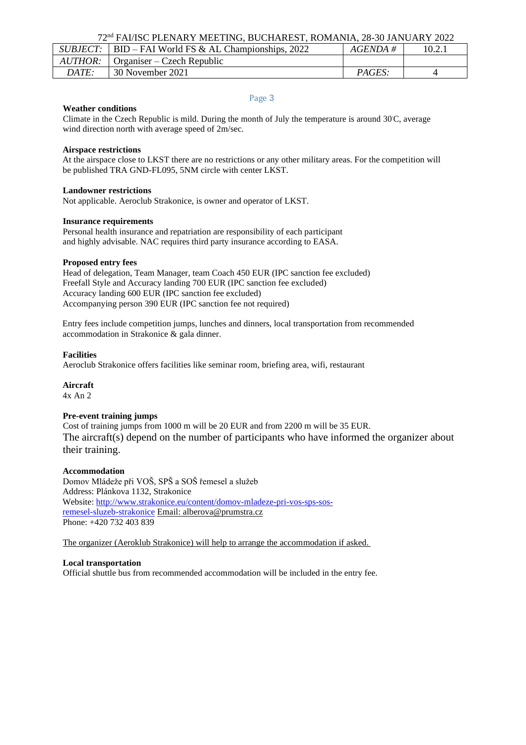### Weather conditions

Climate in the Czech Republic is mild. During the month of July the temperature is around 30°C, average wind direction north with average speed of 2m/sec.

### Airspace restrictions

At the airspace close to LKST there are no restrictions or any other military areas. For the competition will be published TRA GND-FL095, 5NM circle with center LKST.

### Landowner restrictions

Not applicable. Aeroclub Strakonice, is owner and operator of LKST.

### Insurance requirements

Personal health insurance and repatriation are responsibility of each participant and highly advisable. NAC requires third party insurance according to EASA.

### Proposed entry fees

Head of delegation, Team Manager, team Coach 450 EUR (IPC sanction fee excluded)
Freefall Style and Accuracy landing 700 EUR (IPC sanction fee excluded)
Accuracy landing 600 EUR (IPC sanction fee excluded)
Accompanying person 390 EUR (IPC sanction fee not required)

Entry fees include competition jumps, lunches and dinners, local transportation from recommended accommodation in Strakonice & gala dinner.

### Facilities

Aeroclub Strakonice offers facilities like seminar room, briefing area, wifi, restaurant

### Aircraft

4x An 2

### Pre-event training jumps

Cost of training jumps from 1000 m will be 20 EUR and from 2200 m will be 35 EUR.
The aircraft(s) depend on the number of participants who have informed the organizer about their training.

### Accommodation

Domov Mládeže při VOŠ, SPŠ a SOŠ řemesel a služeb
Address: Plánkova 1132, Strakonice
Website: http://www.strakonice.eu/content/domov-mladeze-pri-vos-sps-sos-remesel-sluzeb-strakonice Email: alberova@prumstra.cz
Phone: +420 732 403 839

The organizer (Aeroklub Strakonice) will help to arrange the accommodation if asked.

### Local transportation

Official shuttle bus from recommended accommodation will be included in the entry fee.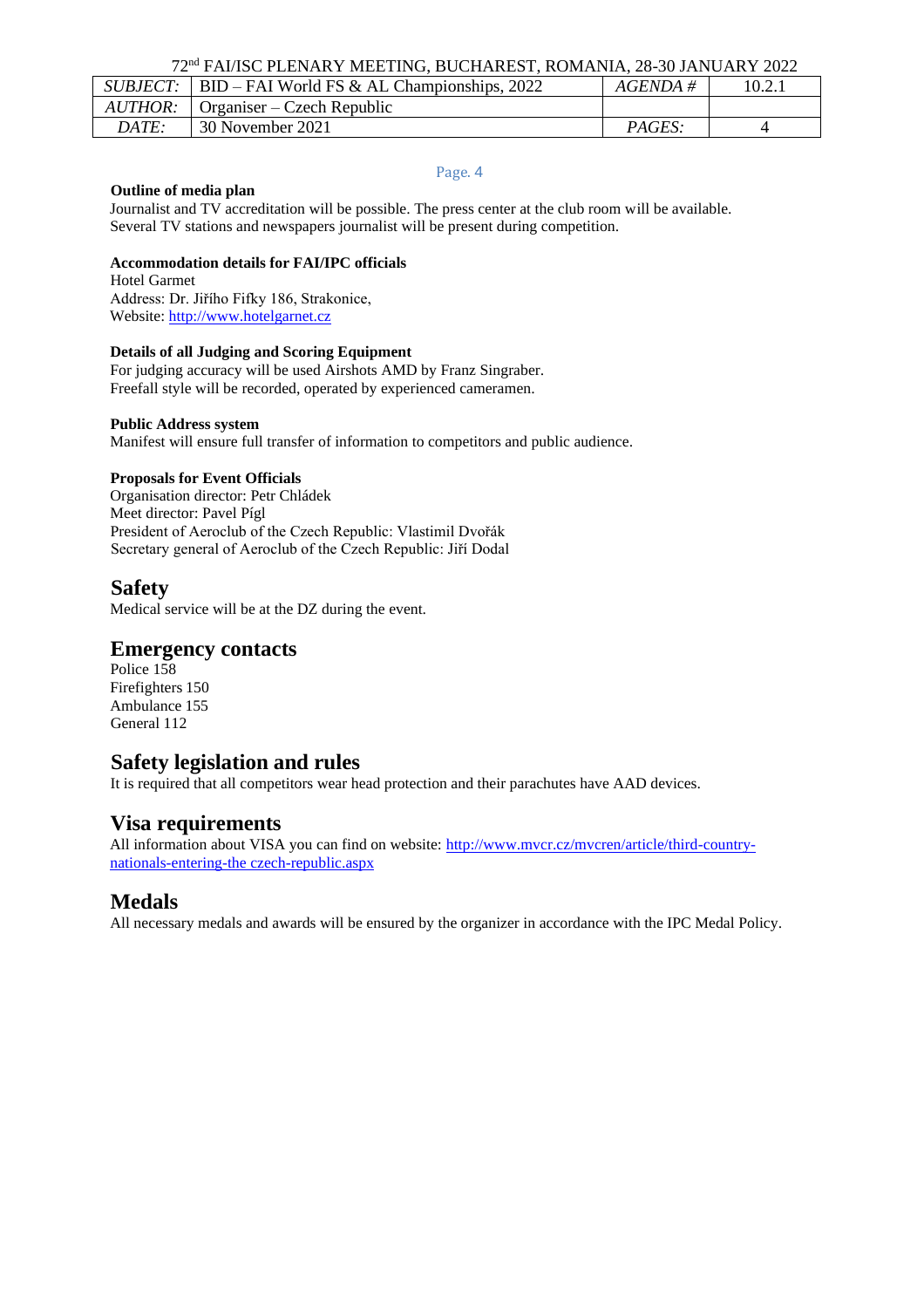**Outline of media plan**

Journalist and TV accreditation will be possible. The press center at the club room will be available. Several TV stations and newspapers journalist will be present during competition.

**Accommodation details for FAI/IPC officials**

Hotel Garmet
Address: Dr. Jiřího Fifky 186, Strakonice,
Website: http://www.hotelgarnet.cz

**Details of all Judging and Scoring Equipment**

For judging accuracy will be used Airshots AMD by Franz Singraber.
Freefall style will be recorded, operated by experienced cameramen.

**Public Address system**

Manifest will ensure full transfer of information to competitors and public audience.

**Proposals for Event Officials**

Organisation director: Petr Chládek
Meet director: Pavel Pígl
President of Aeroclub of the Czech Republic: Vlastimil Dvořák
Secretary general of Aeroclub of the Czech Republic: Jiří Dodal

## Safety

Medical service will be at the DZ during the event.

## Emergency contacts

Police 158
Firefighters 150
Ambulance 155
General 112

## Safety legislation and rules

It is required that all competitors wear head protection and their parachutes have AAD devices.

## Visa requirements

All information about VISA you can find on website: http://www.mvcr.cz/mvcren/article/third-country-nationals-entering-the czech-republic.aspx

## Medals

All necessary medals and awards will be ensured by the organizer in accordance with the IPC Medal Policy.